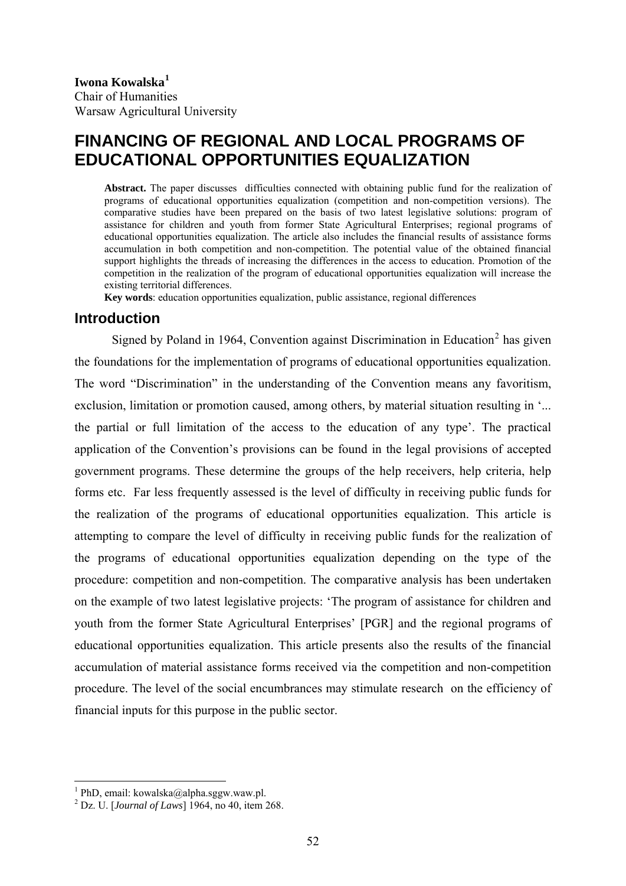**Iwona Kowalska**[1]
Chair of Humanities
Warsaw Agricultural University

# FINANCING OF REGIONAL AND LOCAL PROGRAMS OF EDUCATIONAL OPPORTUNITIES EQUALIZATION

**Abstract.** The paper discusses difficulties connected with obtaining public fund for the realization of programs of educational opportunities equalization (competition and non-competition versions). The comparative studies have been prepared on the basis of two latest legislative solutions: program of assistance for children and youth from former State Agricultural Enterprises; regional programs of educational opportunities equalization. The article also includes the financial results of assistance forms accumulation in both competition and non-competition. The potential value of the obtained financial support highlights the threads of increasing the differences in the access to education. Promotion of the competition in the realization of the program of educational opportunities equalization will increase the existing territorial differences.

**Key words**: education opportunities equalization, public assistance, regional differences

## Introduction

Signed by Poland in 1964, Convention against Discrimination in Education[2] has given the foundations for the implementation of programs of educational opportunities equalization. The word "Discrimination" in the understanding of the Convention means any favoritism, exclusion, limitation or promotion caused, among others, by material situation resulting in '... the partial or full limitation of the access to the education of any type'. The practical application of the Convention's provisions can be found in the legal provisions of accepted government programs. These determine the groups of the help receivers, help criteria, help forms etc. Far less frequently assessed is the level of difficulty in receiving public funds for the realization of the programs of educational opportunities equalization. This article is attempting to compare the level of difficulty in receiving public funds for the realization of the programs of educational opportunities equalization depending on the type of the procedure: competition and non-competition. The comparative analysis has been undertaken on the example of two latest legislative projects: 'The program of assistance for children and youth from the former State Agricultural Enterprises' [PGR] and the regional programs of educational opportunities equalization. This article presents also the results of the financial accumulation of material assistance forms received via the competition and non-competition procedure. The level of the social encumbrances may stimulate research on the efficiency of financial inputs for this purpose in the public sector.

---

[1] PhD, email: kowalska@alpha.sggw.waw.pl.

[2] Dz. U. [*Journal of Laws*] 1964, no 40, item 268.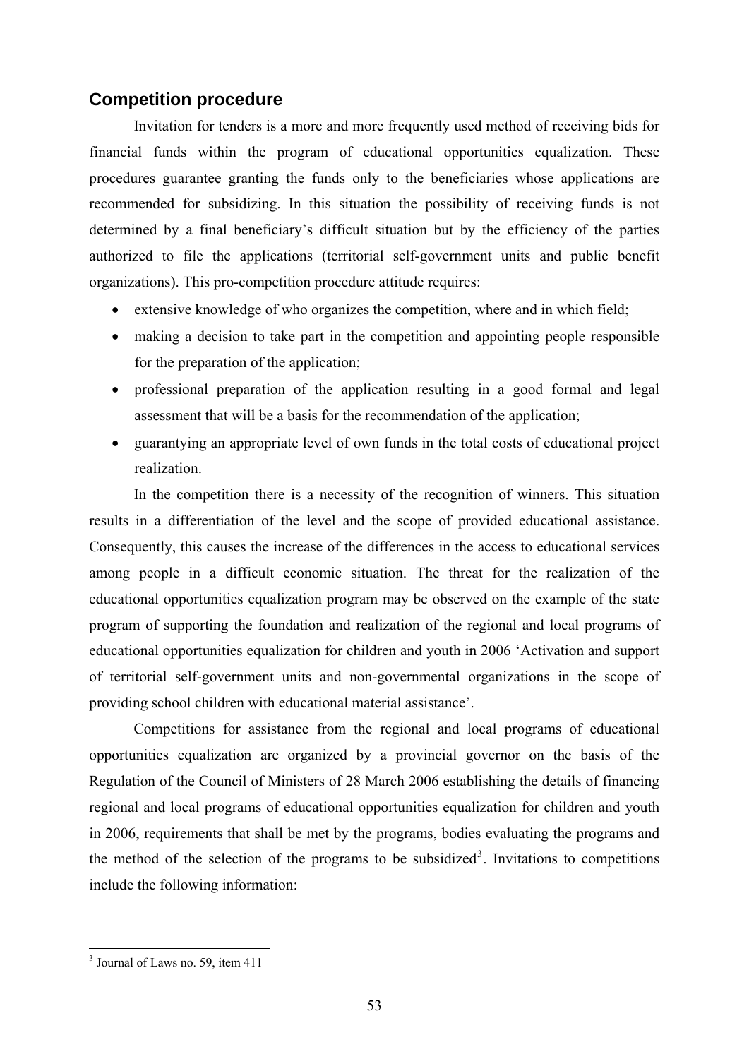## Competition procedure

Invitation for tenders is a more and more frequently used method of receiving bids for financial funds within the program of educational opportunities equalization. These procedures guarantee granting the funds only to the beneficiaries whose applications are recommended for subsidizing. In this situation the possibility of receiving funds is not determined by a final beneficiary's difficult situation but by the efficiency of the parties authorized to file the applications (territorial self-government units and public benefit organizations). This pro-competition procedure attitude requires:

- extensive knowledge of who organizes the competition, where and in which field;
- making a decision to take part in the competition and appointing people responsible for the preparation of the application;
- professional preparation of the application resulting in a good formal and legal assessment that will be a basis for the recommendation of the application;
- guarantying an appropriate level of own funds in the total costs of educational project realization.

In the competition there is a necessity of the recognition of winners. This situation results in a differentiation of the level and the scope of provided educational assistance. Consequently, this causes the increase of the differences in the access to educational services among people in a difficult economic situation. The threat for the realization of the educational opportunities equalization program may be observed on the example of the state program of supporting the foundation and realization of the regional and local programs of educational opportunities equalization for children and youth in 2006 'Activation and support of territorial self-government units and non-governmental organizations in the scope of providing school children with educational material assistance'.

Competitions for assistance from the regional and local programs of educational opportunities equalization are organized by a provincial governor on the basis of the Regulation of the Council of Ministers of 28 March 2006 establishing the details of financing regional and local programs of educational opportunities equalization for children and youth in 2006, requirements that shall be met by the programs, bodies evaluating the programs and the method of the selection of the programs to be subsidized[3]. Invitations to competitions include the following information:

[3] Journal of Laws no. 59, item 411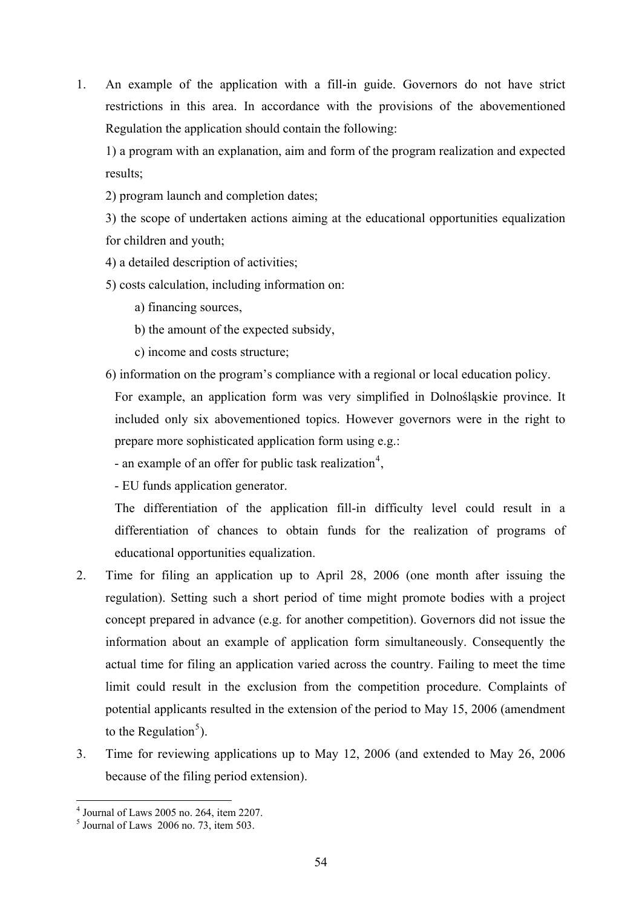1. An example of the application with a fill-in guide. Governors do not have strict restrictions in this area. In accordance with the provisions of the abovementioned Regulation the application should contain the following:

   1) a program with an explanation, aim and form of the program realization and expected results;

   2) program launch and completion dates;

   3) the scope of undertaken actions aiming at the educational opportunities equalization for children and youth;

   4) a detailed description of activities;

   5) costs calculation, including information on:

      a) financing sources,

      b) the amount of the expected subsidy,

      c) income and costs structure;

   6) information on the program's compliance with a regional or local education policy.

   For example, an application form was very simplified in Dolnośląskie province. It included only six abovementioned topics. However governors were in the right to prepare more sophisticated application form using e.g.:

   - an example of an offer for public task realization[4],

   - EU funds application generator.

   The differentiation of the application fill-in difficulty level could result in a differentiation of chances to obtain funds for the realization of programs of educational opportunities equalization.

2. Time for filing an application up to April 28, 2006 (one month after issuing the regulation). Setting such a short period of time might promote bodies with a project concept prepared in advance (e.g. for another competition). Governors did not issue the information about an example of application form simultaneously. Consequently the actual time for filing an application varied across the country. Failing to meet the time limit could result in the exclusion from the competition procedure. Complaints of potential applicants resulted in the extension of the period to May 15, 2006 (amendment to the Regulation[5]).

3. Time for reviewing applications up to May 12, 2006 (and extended to May 26, 2006 because of the filing period extension).

---

[4] Journal of Laws 2005 no. 264, item 2207.

[5] Journal of Laws 2006 no. 73, item 503.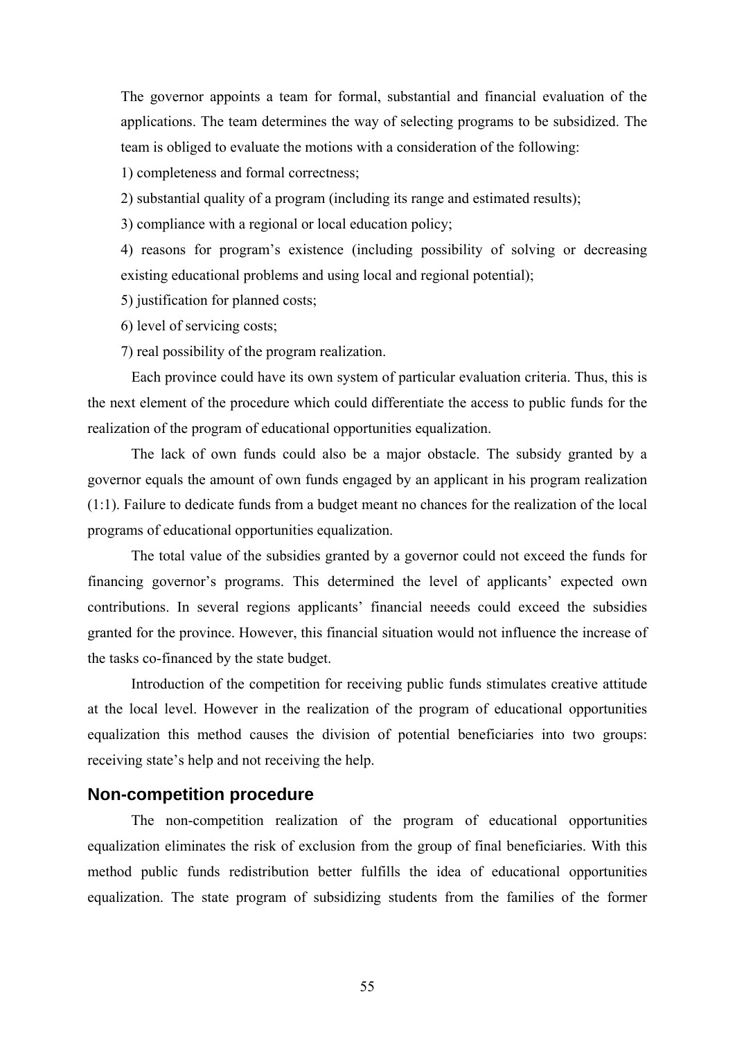The governor appoints a team for formal, substantial and financial evaluation of the applications. The team determines the way of selecting programs to be subsidized. The team is obliged to evaluate the motions with a consideration of the following:

1) completeness and formal correctness;

2) substantial quality of a program (including its range and estimated results);

3) compliance with a regional or local education policy;

4) reasons for program's existence (including possibility of solving or decreasing existing educational problems and using local and regional potential);

5) justification for planned costs;

6) level of servicing costs;

7) real possibility of the program realization.

Each province could have its own system of particular evaluation criteria. Thus, this is the next element of the procedure which could differentiate the access to public funds for the realization of the program of educational opportunities equalization.

The lack of own funds could also be a major obstacle. The subsidy granted by a governor equals the amount of own funds engaged by an applicant in his program realization (1:1). Failure to dedicate funds from a budget meant no chances for the realization of the local programs of educational opportunities equalization.

The total value of the subsidies granted by a governor could not exceed the funds for financing governor's programs. This determined the level of applicants' expected own contributions. In several regions applicants' financial neeeds could exceed the subsidies granted for the province. However, this financial situation would not influence the increase of the tasks co-financed by the state budget.

Introduction of the competition for receiving public funds stimulates creative attitude at the local level. However in the realization of the program of educational opportunities equalization this method causes the division of potential beneficiaries into two groups: receiving state's help and not receiving the help.

## Non-competition procedure

The non-competition realization of the program of educational opportunities equalization eliminates the risk of exclusion from the group of final beneficiaries. With this method public funds redistribution better fulfills the idea of educational opportunities equalization. The state program of subsidizing students from the families of the former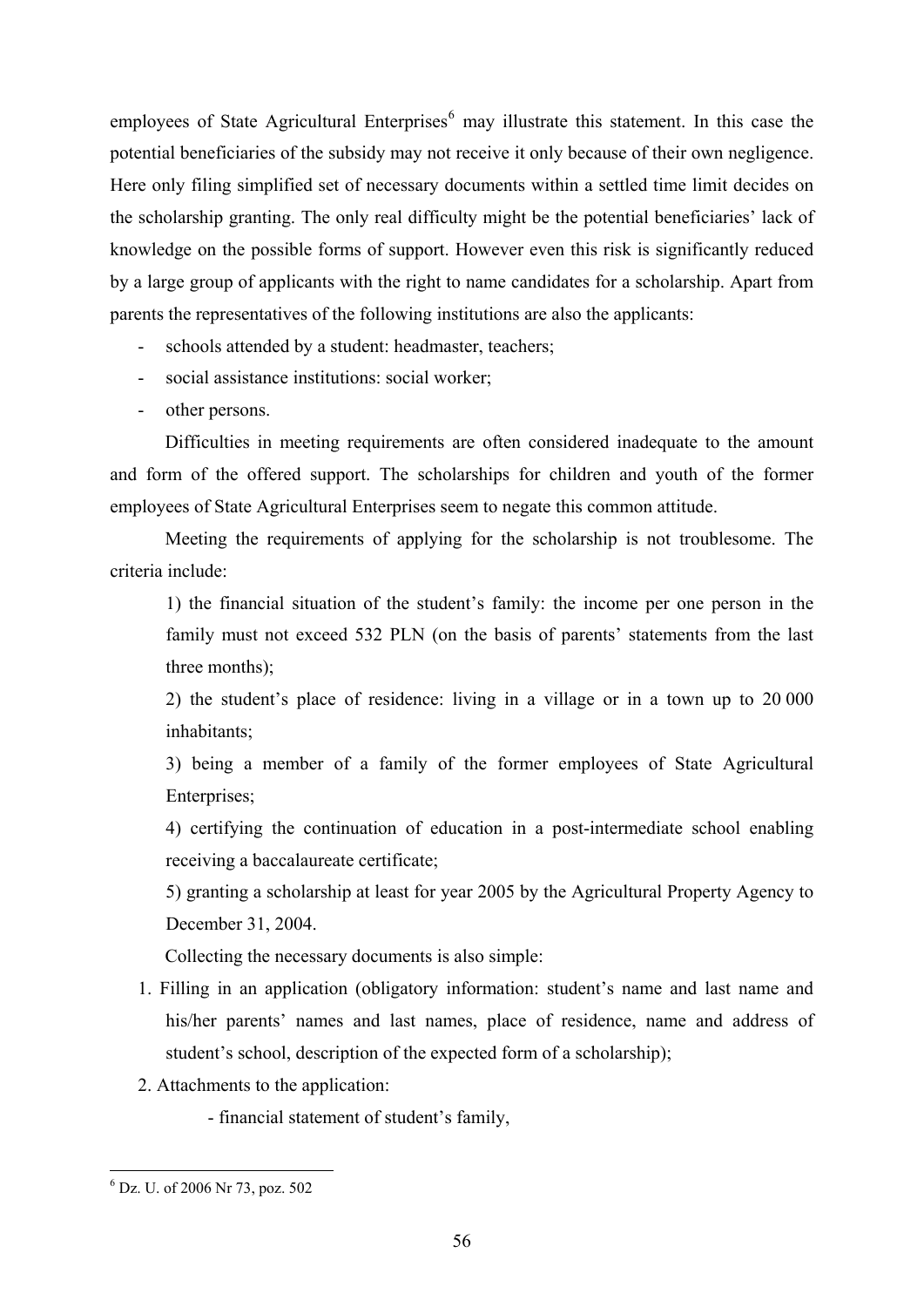employees of State Agricultural Enterprises[6] may illustrate this statement. In this case the potential beneficiaries of the subsidy may not receive it only because of their own negligence. Here only filing simplified set of necessary documents within a settled time limit decides on the scholarship granting. The only real difficulty might be the potential beneficiaries' lack of knowledge on the possible forms of support. However even this risk is significantly reduced by a large group of applicants with the right to name candidates for a scholarship. Apart from parents the representatives of the following institutions are also the applicants:

- schools attended by a student: headmaster, teachers;
- social assistance institutions: social worker;
- other persons.

Difficulties in meeting requirements are often considered inadequate to the amount and form of the offered support. The scholarships for children and youth of the former employees of State Agricultural Enterprises seem to negate this common attitude.

Meeting the requirements of applying for the scholarship is not troublesome. The criteria include:

1) the financial situation of the student's family: the income per one person in the family must not exceed 532 PLN (on the basis of parents' statements from the last three months);

2) the student's place of residence: living in a village or in a town up to 20 000 inhabitants;

3) being a member of a family of the former employees of State Agricultural Enterprises;

4) certifying the continuation of education in a post-intermediate school enabling receiving a baccalaureate certificate;

5) granting a scholarship at least for year 2005 by the Agricultural Property Agency to December 31, 2004.

Collecting the necessary documents is also simple:

1. Filling in an application (obligatory information: student's name and last name and his/her parents' names and last names, place of residence, name and address of student's school, description of the expected form of a scholarship);
2. Attachments to the application:
   - financial statement of student's family,

[6] Dz. U. of 2006 Nr 73, poz. 502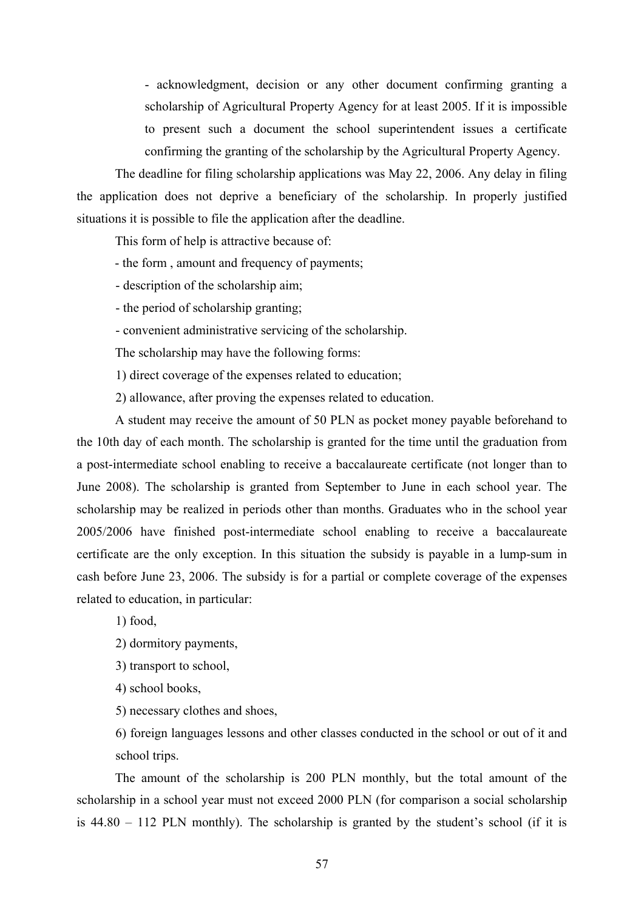- acknowledgment, decision or any other document confirming granting a scholarship of Agricultural Property Agency for at least 2005. If it is impossible to present such a document the school superintendent issues a certificate confirming the granting of the scholarship by the Agricultural Property Agency.

The deadline for filing scholarship applications was May 22, 2006. Any delay in filing the application does not deprive a beneficiary of the scholarship. In properly justified situations it is possible to file the application after the deadline.

This form of help is attractive because of:

- the form , amount and frequency of payments;
- description of the scholarship aim;
- the period of scholarship granting;
- convenient administrative servicing of the scholarship.

The scholarship may have the following forms:

1) direct coverage of the expenses related to education;

2) allowance, after proving the expenses related to education.

A student may receive the amount of 50 PLN as pocket money payable beforehand to the 10th day of each month. The scholarship is granted for the time until the graduation from a post-intermediate school enabling to receive a baccalaureate certificate (not longer than to June 2008). The scholarship is granted from September to June in each school year. The scholarship may be realized in periods other than months. Graduates who in the school year 2005/2006 have finished post-intermediate school enabling to receive a baccalaureate certificate are the only exception. In this situation the subsidy is payable in a lump-sum in cash before June 23, 2006. The subsidy is for a partial or complete coverage of the expenses related to education, in particular:

1) food,

2) dormitory payments,

3) transport to school,

4) school books,

5) necessary clothes and shoes,

6) foreign languages lessons and other classes conducted in the school or out of it and school trips.

The amount of the scholarship is 200 PLN monthly, but the total amount of the scholarship in a school year must not exceed 2000 PLN (for comparison a social scholarship is 44.80 – 112 PLN monthly). The scholarship is granted by the student's school (if it is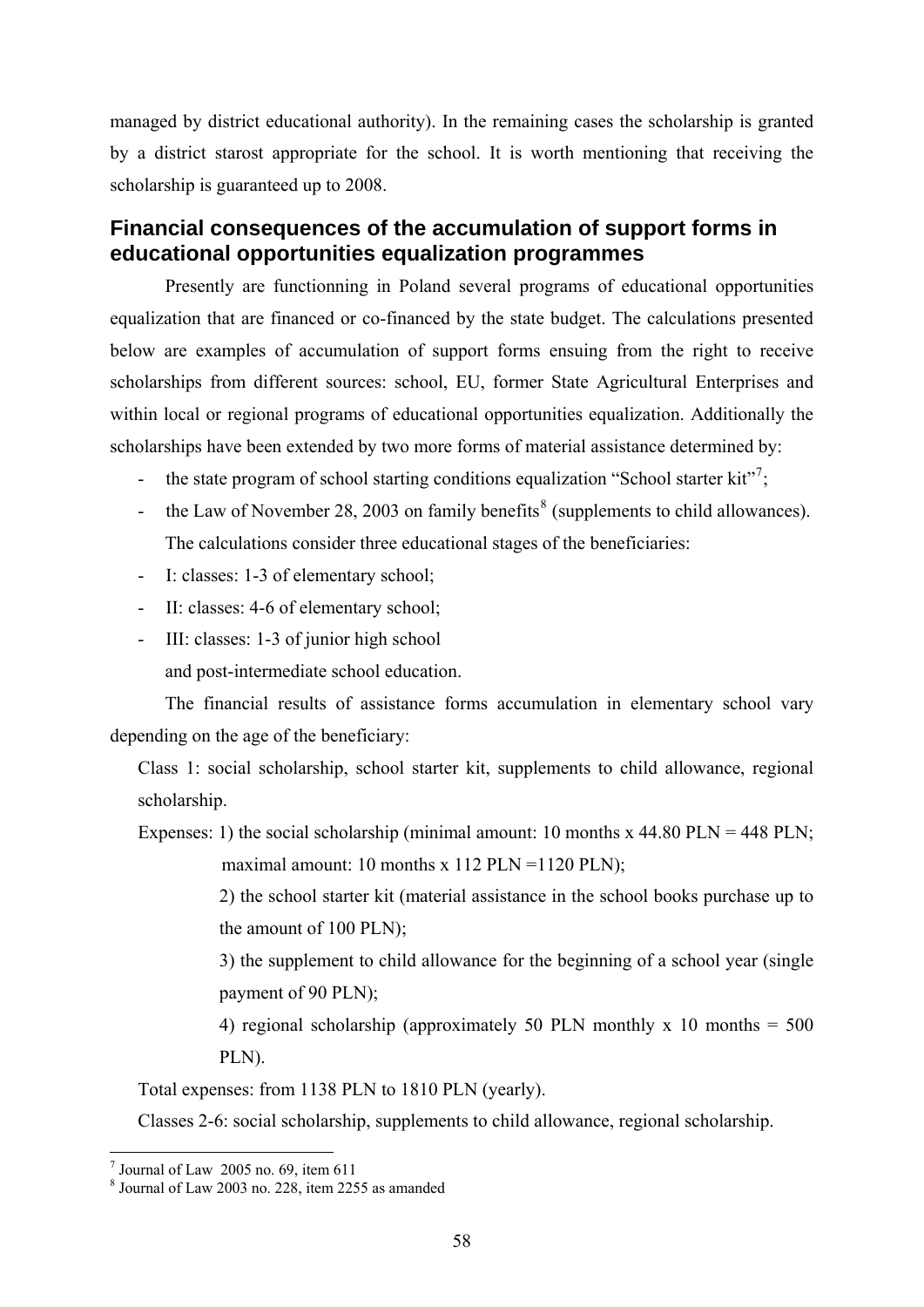managed by district educational authority). In the remaining cases the scholarship is granted by a district starost appropriate for the school. It is worth mentioning that receiving the scholarship is guaranteed up to 2008.

## Financial consequences of the accumulation of support forms in educational opportunities equalization programmes

Presently are functionning in Poland several programs of educational opportunities equalization that are financed or co-financed by the state budget. The calculations presented below are examples of accumulation of support forms ensuing from the right to receive scholarships from different sources: school, EU, former State Agricultural Enterprises and within local or regional programs of educational opportunities equalization. Additionally the scholarships have been extended by two more forms of material assistance determined by:

- the state program of school starting conditions equalization "School starter kit"[7];
- the Law of November 28, 2003 on family benefits[8] (supplements to child allowances).

The calculations consider three educational stages of the beneficiaries:

- I: classes: 1-3 of elementary school;
- II: classes: 4-6 of elementary school;
- III: classes: 1-3 of junior high school and post-intermediate school education.

The financial results of assistance forms accumulation in elementary school vary depending on the age of the beneficiary:

Class 1: social scholarship, school starter kit, supplements to child allowance, regional scholarship.

Expenses: 1) the social scholarship (minimal amount: 10 months x 44.80 PLN = 448 PLN; maximal amount: 10 months x 112 PLN =1120 PLN);

2) the school starter kit (material assistance in the school books purchase up to the amount of 100 PLN);

3) the supplement to child allowance for the beginning of a school year (single payment of 90 PLN);

4) regional scholarship (approximately 50 PLN monthly x 10 months = 500 PLN).

Total expenses: from 1138 PLN to 1810 PLN (yearly).

Classes 2-6: social scholarship, supplements to child allowance, regional scholarship.

---

[7] Journal of Law 2005 no. 69, item 611

[8] Journal of Law 2003 no. 228, item 2255 as amanded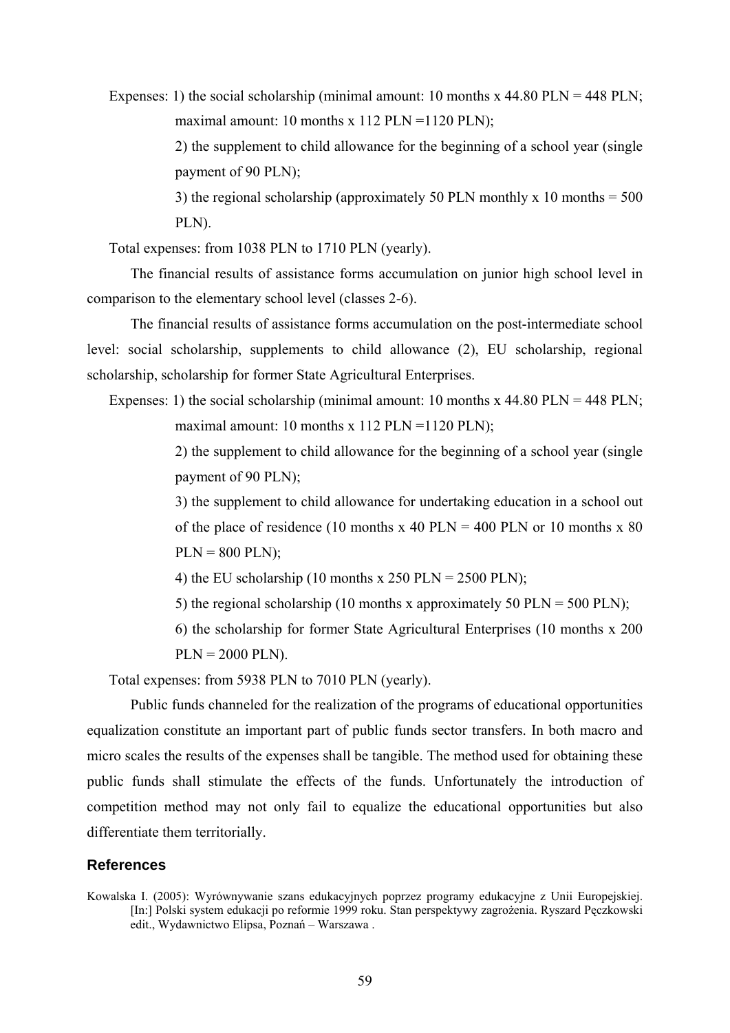Expenses: 1) the social scholarship (minimal amount: 10 months x 44.80 PLN = 448 PLN; maximal amount: 10 months x 112 PLN =1120 PLN);

2) the supplement to child allowance for the beginning of a school year (single payment of 90 PLN);

3) the regional scholarship (approximately 50 PLN monthly x 10 months = 500 PLN).

Total expenses: from 1038 PLN to 1710 PLN (yearly).

The financial results of assistance forms accumulation on junior high school level in comparison to the elementary school level (classes 2-6).

The financial results of assistance forms accumulation on the post-intermediate school level: social scholarship, supplements to child allowance (2), EU scholarship, regional scholarship, scholarship for former State Agricultural Enterprises.

Expenses: 1) the social scholarship (minimal amount: 10 months x 44.80 PLN = 448 PLN; maximal amount: 10 months x 112 PLN =1120 PLN);

2) the supplement to child allowance for the beginning of a school year (single payment of 90 PLN);

3) the supplement to child allowance for undertaking education in a school out of the place of residence (10 months x 40 PLN = 400 PLN or 10 months x 80 PLN = 800 PLN);

4) the EU scholarship (10 months x 250 PLN = 2500 PLN);

5) the regional scholarship (10 months x approximately 50 PLN = 500 PLN);

6) the scholarship for former State Agricultural Enterprises (10 months x 200 PLN = 2000 PLN).

Total expenses: from 5938 PLN to 7010 PLN (yearly).

Public funds channeled for the realization of the programs of educational opportunities equalization constitute an important part of public funds sector transfers. In both macro and micro scales the results of the expenses shall be tangible. The method used for obtaining these public funds shall stimulate the effects of the funds. Unfortunately the introduction of competition method may not only fail to equalize the educational opportunities but also differentiate them territorially.

## References

Kowalska I. (2005): Wyrównywanie szans edukacyjnych poprzez programy edukacyjne z Unii Europejskiej. [In:] Polski system edukacji po reformie 1999 roku. Stan perspektywy zagrożenia. Ryszard Pęczkowski edit., Wydawnictwo Elipsa, Poznań – Warszawa .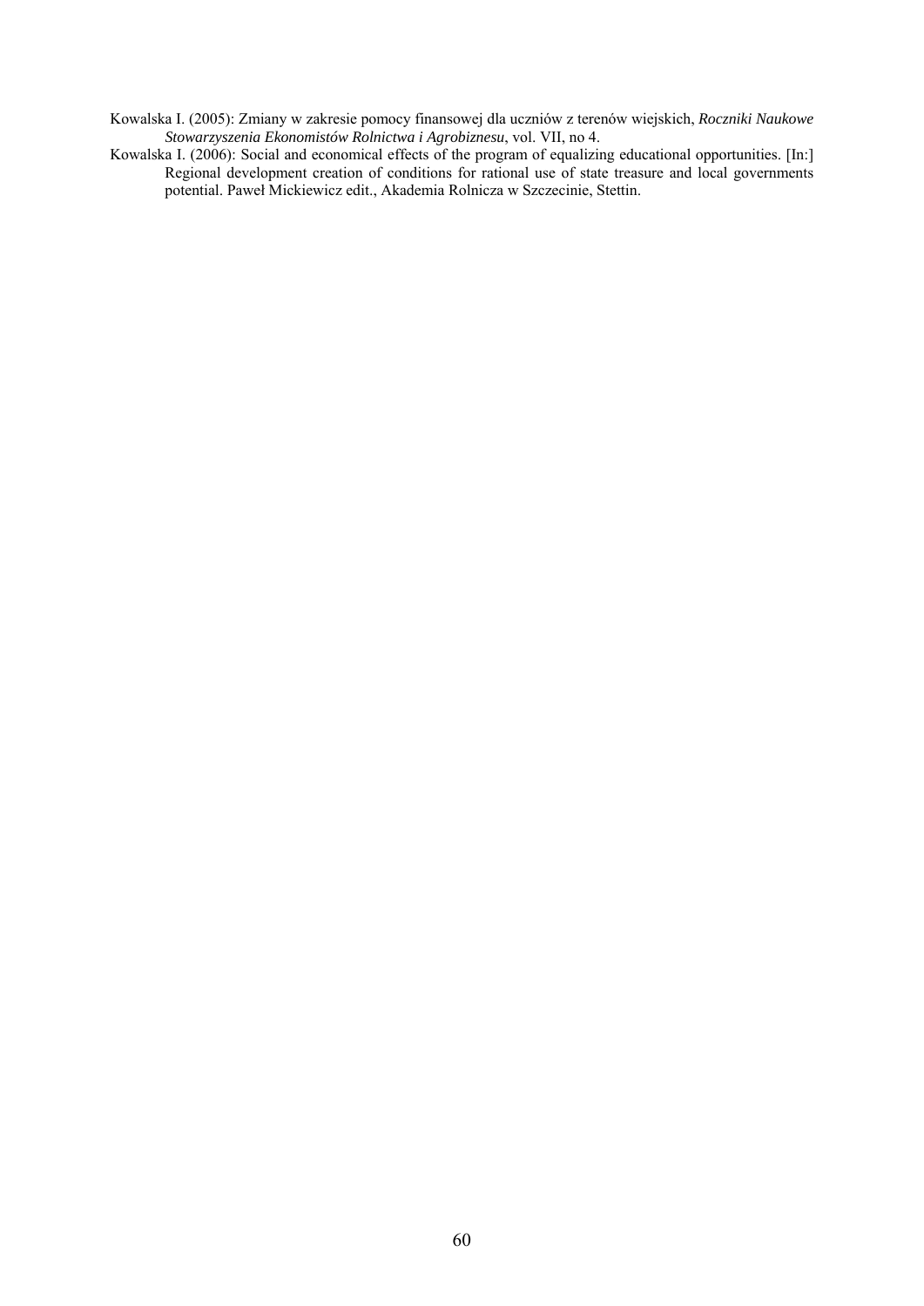Kowalska I. (2005): Zmiany w zakresie pomocy finansowej dla uczniów z terenów wiejskich, *Roczniki Naukowe Stowarzyszenia Ekonomistów Rolnictwa i Agrobiznesu*, vol. VII, no 4.

Kowalska I. (2006): Social and economical effects of the program of equalizing educational opportunities. [In:] Regional development creation of conditions for rational use of state treasure and local governments potential. Paweł Mickiewicz edit., Akademia Rolnicza w Szczecinie, Stettin.